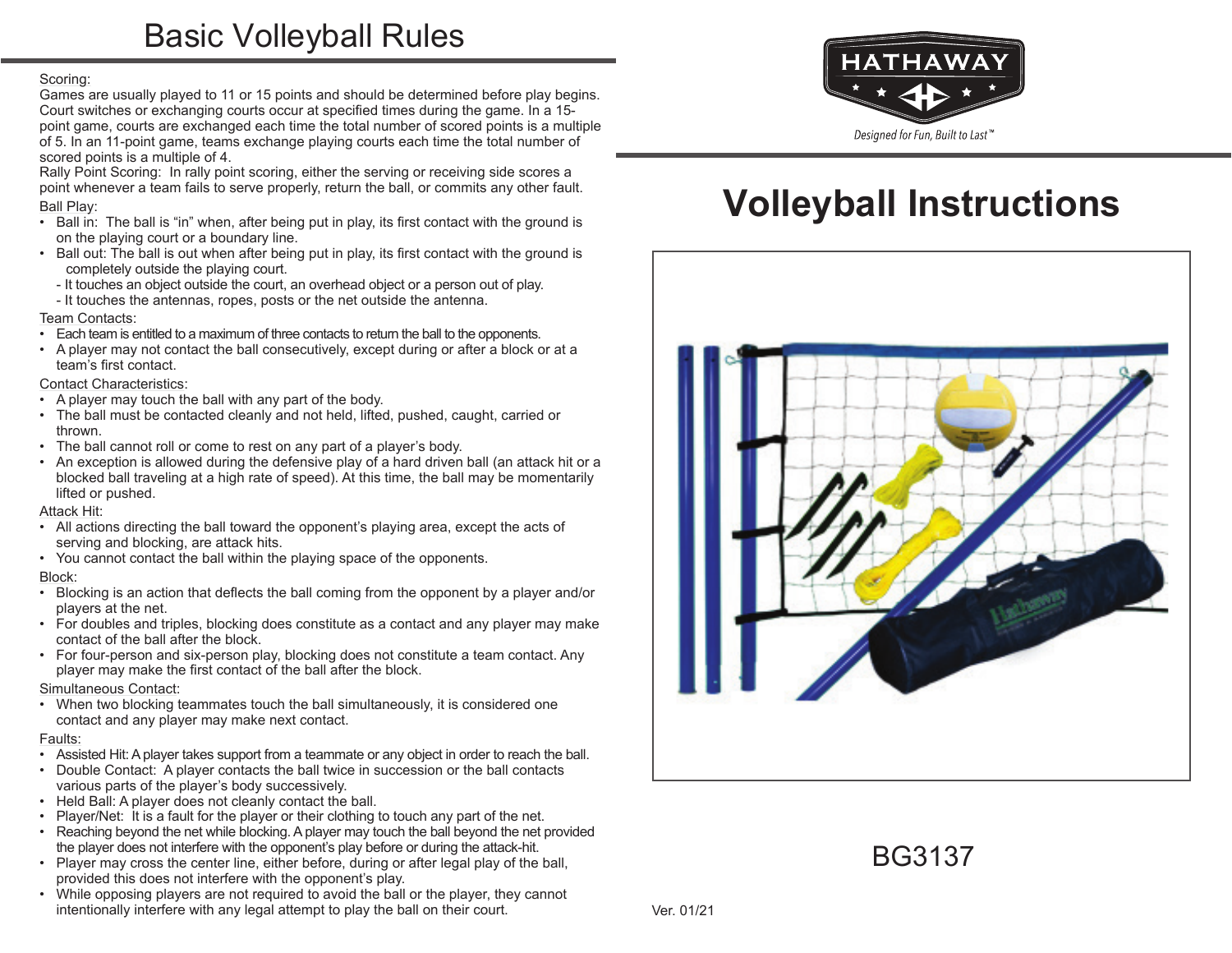# Basic Volleyball Rules

Scoring:

Games are usually played to 11 or 15 points and should be determined before play begins. Court switches or exchanging courts occur at specified times during the game. In a 15-point game, courts are exchanged each time the total number of scored points is a multiple of 5. In an 11-point game, teams exchange playing courts each time the total number of scored points is a multiple of 4.

Rally Point Scoring: In rally point scoring, either the serving or receiving side scores a point whenever a team fails to serve properly, return the ball, or commits any other fault.

Ball Play:

- Ball in: The ball is "in" when, after being put in play, its first contact with the ground is on the playing court or a boundary line.
- Ball out: The ball is out when after being put in play, its first contact with the ground is completely outside the playing court.
  - It touches an object outside the court, an overhead object or a person out of play.
  - It touches the antennas, ropes, posts or the net outside the antenna.

Team Contacts:

- Each team is entitled to a maximum of three contacts to return the ball to the opponents.
- A player may not contact the ball consecutively, except during or after a block or at a team's first contact.

Contact Characteristics:

- A player may touch the ball with any part of the body.
- The ball must be contacted cleanly and not held, lifted, pushed, caught, carried or thrown.
- The ball cannot roll or come to rest on any part of a player's body.
- An exception is allowed during the defensive play of a hard driven ball (an attack hit or a blocked ball traveling at a high rate of speed). At this time, the ball may be momentarily lifted or pushed.

Attack Hit:

- All actions directing the ball toward the opponent's playing area, except the acts of serving and blocking, are attack hits.
- You cannot contact the ball within the playing space of the opponents.

Block:

- Blocking is an action that deflects the ball coming from the opponent by a player and/or players at the net.
- For doubles and triples, blocking does constitute as a contact and any player may make contact of the ball after the block.
- For four-person and six-person play, blocking does not constitute a team contact. Any player may make the first contact of the ball after the block.

Simultaneous Contact:

- When two blocking teammates touch the ball simultaneously, it is considered one contact and any player may make next contact.

Faults:

- Assisted Hit: A player takes support from a teammate or any object in order to reach the ball.
- Double Contact: A player contacts the ball twice in succession or the ball contacts various parts of the player's body successively.
- Held Ball: A player does not cleanly contact the ball.
- Player/Net: It is a fault for the player or their clothing to touch any part of the net.
- Reaching beyond the net while blocking. A player may touch the ball beyond the net provided the player does not interfere with the opponent's play before or during the attack-hit.
- Player may cross the center line, either before, during or after legal play of the ball, provided this does not interfere with the opponent's play.
- While opposing players are not required to avoid the ball or the player, they cannot intentionally interfere with any legal attempt to play the ball on their court.

HATHAWAY

*Designed for Fun, Built to Last™*

# Volleyball Instructions

BG3137

Ver. 01/21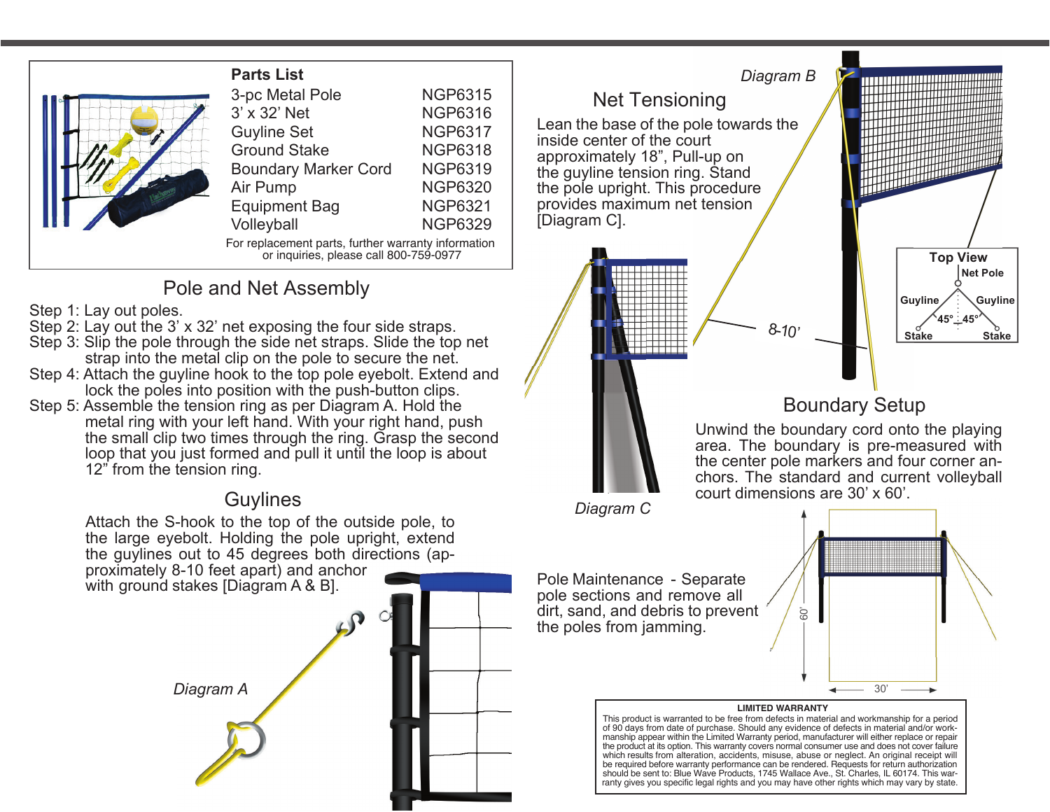## Parts List

| | |
|---|---|
| 3-pc Metal Pole | NGP6315 |
| 3' x 32' Net | NGP6316 |
| Guyline Set | NGP6317 |
| Ground Stake | NGP6318 |
| Boundary Marker Cord | NGP6319 |
| Air Pump | NGP6320 |
| Equipment Bag | NGP6321 |
| Volleyball | NGP6329 |

For replacement parts, further warranty information or inquiries, please call 800-759-0977

## Pole and Net Assembly

Step 1: Lay out poles.
Step 2: Lay out the 3' x 32' net exposing the four side straps.
Step 3: Slip the pole through the side net straps. Slide the top net strap into the metal clip on the pole to secure the net.
Step 4: Attach the guyline hook to the top pole eyebolt. Extend and lock the poles into position with the push-button clips.
Step 5: Assemble the tension ring as per Diagram A. Hold the metal ring with your left hand. With your right hand, push the small clip two times through the ring. Grasp the second loop that you just formed and pull it until the loop is about 12" from the tension ring.

## Guylines

Attach the S-hook to the top of the outside pole, to the large eyebolt. Holding the pole upright, extend the guylines out to 45 degrees both directions (approximately 8-10 feet apart) and anchor with ground stakes [Diagram A & B].

*Diagram A*

*Diagram B*

## Net Tensioning

Lean the base of the pole towards the inside center of the court approximately 18", Pull-up on the guyline tension ring. Stand the pole upright. This procedure provides maximum net tension [Diagram C].

8-10'

Top View
Net Pole
Guyline
Guyline
45°
45°
Stake
Stake

*Diagram C*

## Boundary Setup

Unwind the boundary cord onto the playing area. The boundary is pre-measured with the center pole markers and four corner anchors. The standard and current volleyball court dimensions are 30' x 60'.

Pole Maintenance - Separate pole sections and remove all dirt, sand, and debris to prevent the poles from jamming.

60'
30'

**LIMITED WARRANTY**

This product is warranted to be free from defects in material and workmanship for a period of 90 days from date of purchase. Should any evidence of defects in material and/or workmanship appear within the Limited Warranty period, manufacturer will either replace or repair the product at its option. This warranty covers normal consumer use and does not cover failure which results from alteration, accidents, misuse, abuse or neglect. An original receipt will be required before warranty performance can be rendered. Requests for return authorization should be sent to: Blue Wave Products, 1745 Wallace Ave., St. Charles, IL 60174. This warranty gives you specific legal rights and you may have other rights which may vary by state.